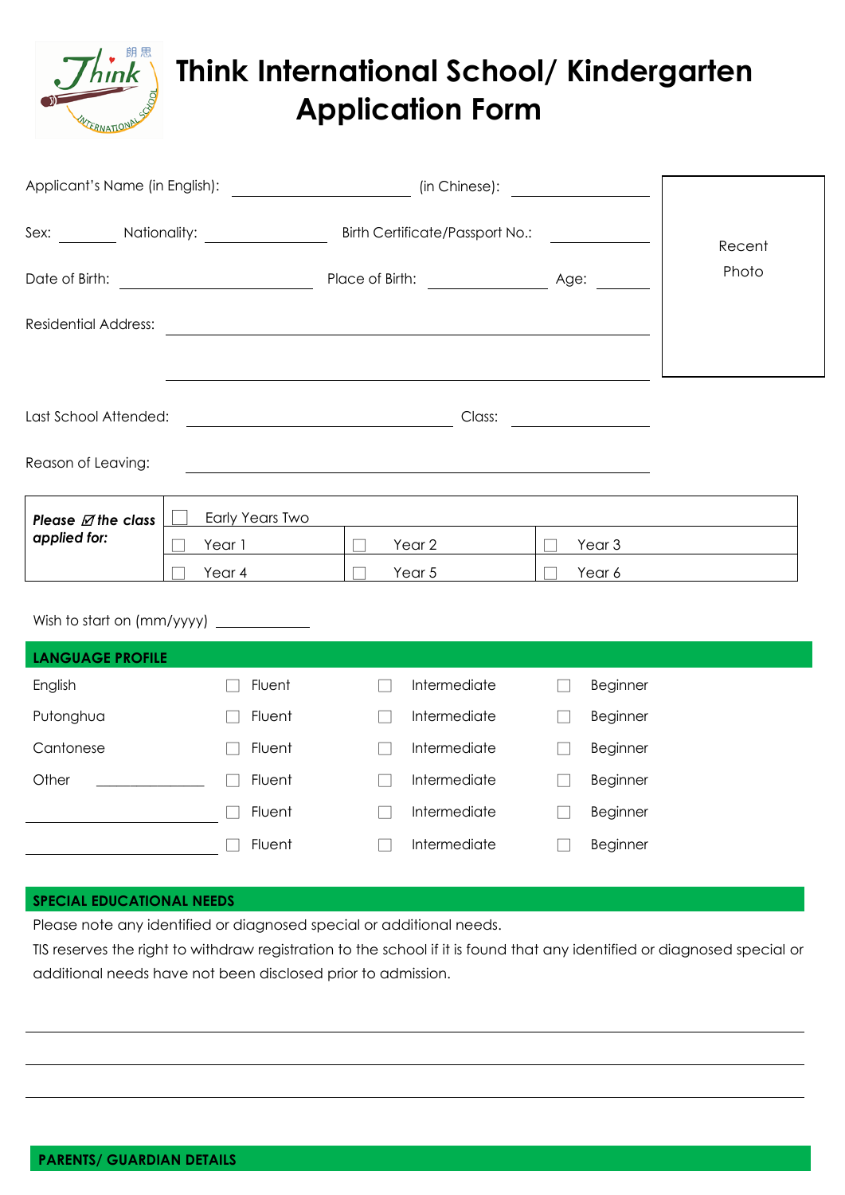# Think International School/ Kindergarten Application Form

Applicant's Name (in English): ____________________ (in Chinese): ____________

Sex: ________ Nationality: ______________ Birth Certificate/Passport No.: ____________

Date of Birth: ____________________ Place of Birth: ______________ Age: ________

Residential Address: ______________________________________________

______________________________________________

Recent Photo

Last School Attended: ______________________________ Class: ____________

Reason of Leaving: ______________________________________________

| ***Please ☑ the class applied for:*** | ☐ Early Years Two | | |
|---|---|---|---|
| | ☐ Year 1 | ☐ Year 2 | ☐ Year 3 |
| | ☐ Year 4 | ☐ Year 5 | ☐ Year 6 |

Wish to start on (mm/yyyy) ____________

## LANGUAGE PROFILE

| | | | |
|---|---|---|---|
| English | ☐ Fluent | ☐ Intermediate | ☐ Beginner |
| Putonghua | ☐ Fluent | ☐ Intermediate | ☐ Beginner |
| Cantonese | ☐ Fluent | ☐ Intermediate | ☐ Beginner |
| Other ____________ | ☐ Fluent | ☐ Intermediate | ☐ Beginner |
| ____________ | ☐ Fluent | ☐ Intermediate | ☐ Beginner |
| ____________ | ☐ Fluent | ☐ Intermediate | ☐ Beginner |

## SPECIAL EDUCATIONAL NEEDS

Please note any identified or diagnosed special or additional needs.

TIS reserves the right to withdraw registration to the school if it is found that any identified or diagnosed special or additional needs have not been disclosed prior to admission.

______________________________________________

______________________________________________

______________________________________________

## PARENTS/ GUARDIAN DETAILS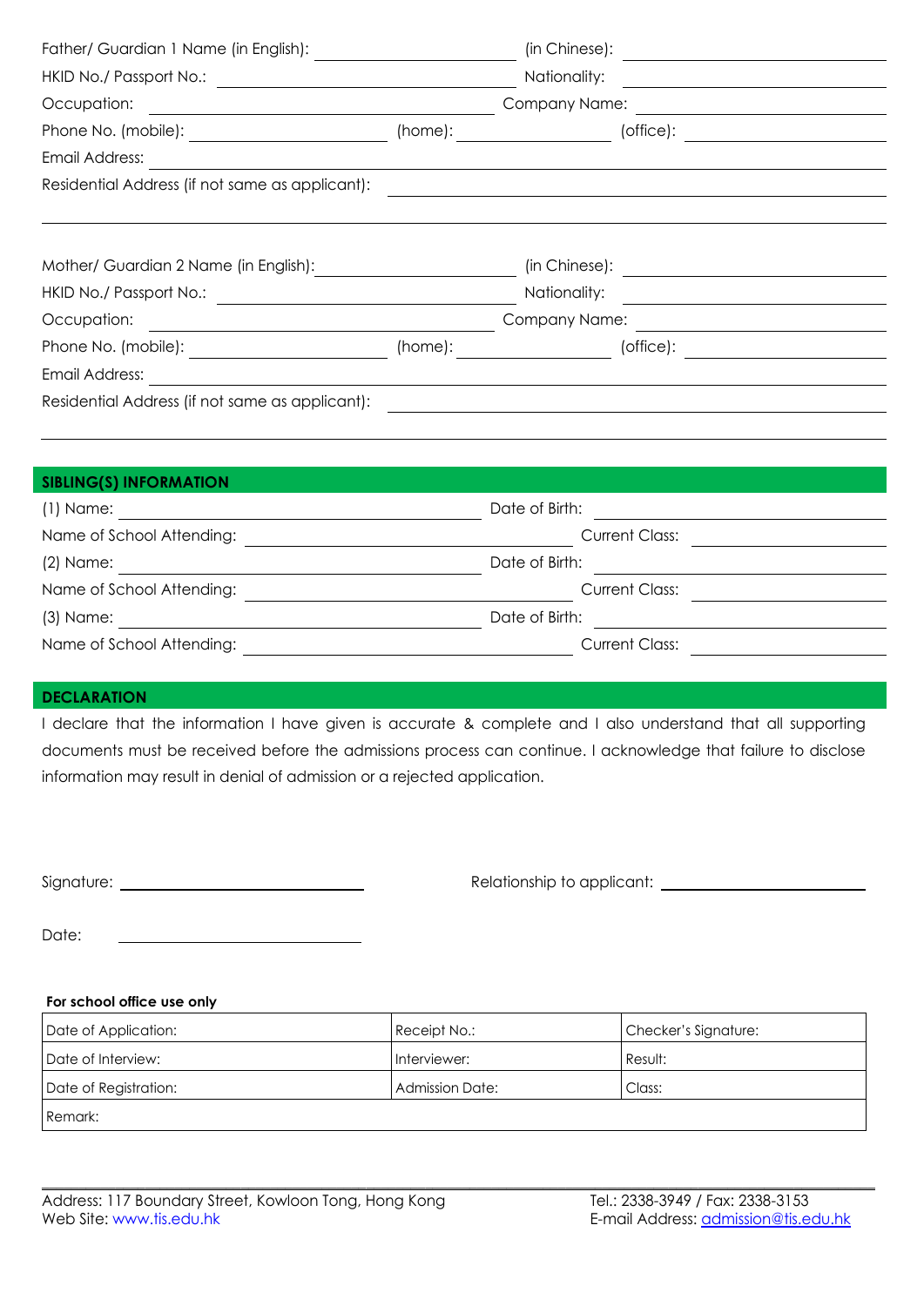Father/ Guardian 1 Name (in English): ______________________ (in Chinese): ______________________

HKID No./ Passport No.: ______________________ Nationality: ______________________

Occupation: ______________________ Company Name: ______________________

Phone No. (mobile): ______________ (home): ______________ (office): ______________

Email Address: ______________________________________________

Residential Address (if not same as applicant): ______________________________________________

______________________________________________________________________

Mother/ Guardian 2 Name (in English): ______________________ (in Chinese): ______________________

HKID No./ Passport No.: ______________________ Nationality: ______________________

Occupation: ______________________ Company Name: ______________________

Phone No. (mobile): ______________ (home): ______________ (office): ______________

Email Address: ______________________________________________

Residential Address (if not same as applicant): ______________________________________________

______________________________________________________________________

## SIBLING(S) INFORMATION

(1) Name: ______________________ Date of Birth: ______________________

Name of School Attending: ______________________ Current Class: ______________

(2) Name: ______________________ Date of Birth: ______________________

Name of School Attending: ______________________ Current Class: ______________

(3) Name: ______________________ Date of Birth: ______________________

Name of School Attending: ______________________ Current Class: ______________

## DECLARATION

I declare that the information I have given is accurate & complete and I also understand that all supporting documents must be received before the admissions process can continue. I acknowledge that failure to disclose information may result in denial of admission or a rejected application.

Signature: ______________________ Relationship to applicant: ______________________

Date: ______________________

**For school office use only**

| | | |
|---|---|---|
| Date of Application: | Receipt No.: | Checker's Signature: |
| Date of Interview: | Interviewer: | Result: |
| Date of Registration: | Admission Date: | Class: |
| Remark: | | |

Address: 117 Boundary Street, Kowloon Tong, Hong Kong
Web Site: www.tis.edu.hk

Tel.: 2338-3949 / Fax: 2338-3153
E-mail Address: admission@tis.edu.hk